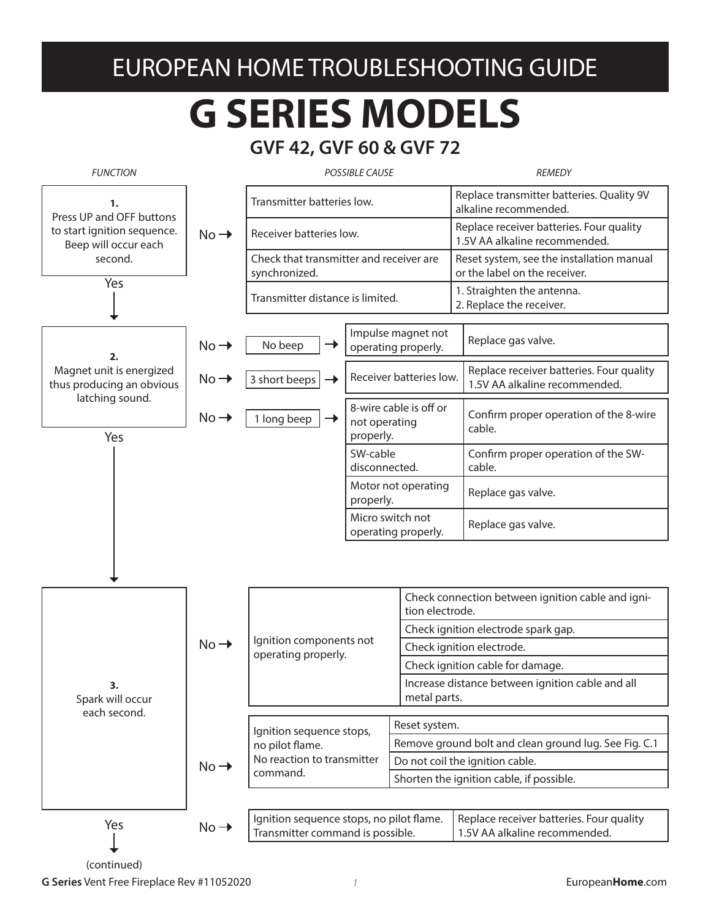# EUROPEAN HOME TROUBLESHOOTING GUIDE

# G SERIES MODELS

## GVF 42, GVF 60 & GVF 72

| *FUNCTION* | | *POSSIBLE CAUSE* | *REMEDY* |
|---|---|---|---|
| **1.** Press UP and OFF buttons to start ignition sequence. Beep will occur each second. | No → | Transmitter batteries low. | Replace transmitter batteries. Quality 9V alkaline recommended. |
| | | Receiver batteries low. | Replace receiver batteries. Four quality 1.5V AA alkaline recommended. |
| | | Check that transmitter and receiver are synchronized. | Reset system, see the installation manual or the label on the receiver. |
| | | Transmitter distance is limited. | 1. Straighten the antenna. 2. Replace the receiver. |

Yes ↓

| *FUNCTION* | | | *POSSIBLE CAUSE* | *REMEDY* |
|---|---|---|---|---|
| **2.** Magnet unit is energized thus producing an obvious latching sound. | No → | No beep → | Impulse magnet not operating properly. | Replace gas valve. |
| | No → | 3 short beeps → | Receiver batteries low. | Replace receiver batteries. Four quality 1.5V AA alkaline recommended. |
| | No → | 1 long beep → | 8-wire cable is off or not operating properly. | Confirm proper operation of the 8-wire cable. |
| | | | SW-cable disconnected. | Confirm proper operation of the SW-cable. |
| | | | Motor not operating properly. | Replace gas valve. |
| | | | Micro switch not operating properly. | Replace gas valve. |

Yes ↓

| *FUNCTION* | | *POSSIBLE CAUSE* | *REMEDY* |
|---|---|---|---|
| **3.** Spark will occur each second. | No → | Ignition components not operating properly. | Check connection between ignition cable and ignition electrode. |
| | | | Check ignition electrode spark gap. |
| | | | Check ignition electrode. |
| | | | Check ignition cable for damage. |
| | | | Increase distance between ignition cable and all metal parts. |
| | No → | Ignition sequence stops, no pilot flame. No reaction to transmitter command. | Reset system. |
| | | | Remove ground bolt and clean ground lug. See Fig. C.1 |
| | | | Do not coil the ignition cable. |
| | | | Shorten the ignition cable, if possible. |
| | No → | Ignition sequence stops, no pilot flame. Transmitter command is possible. | Replace receiver batteries. Four quality 1.5V AA alkaline recommended. |

Yes ↓

(continued)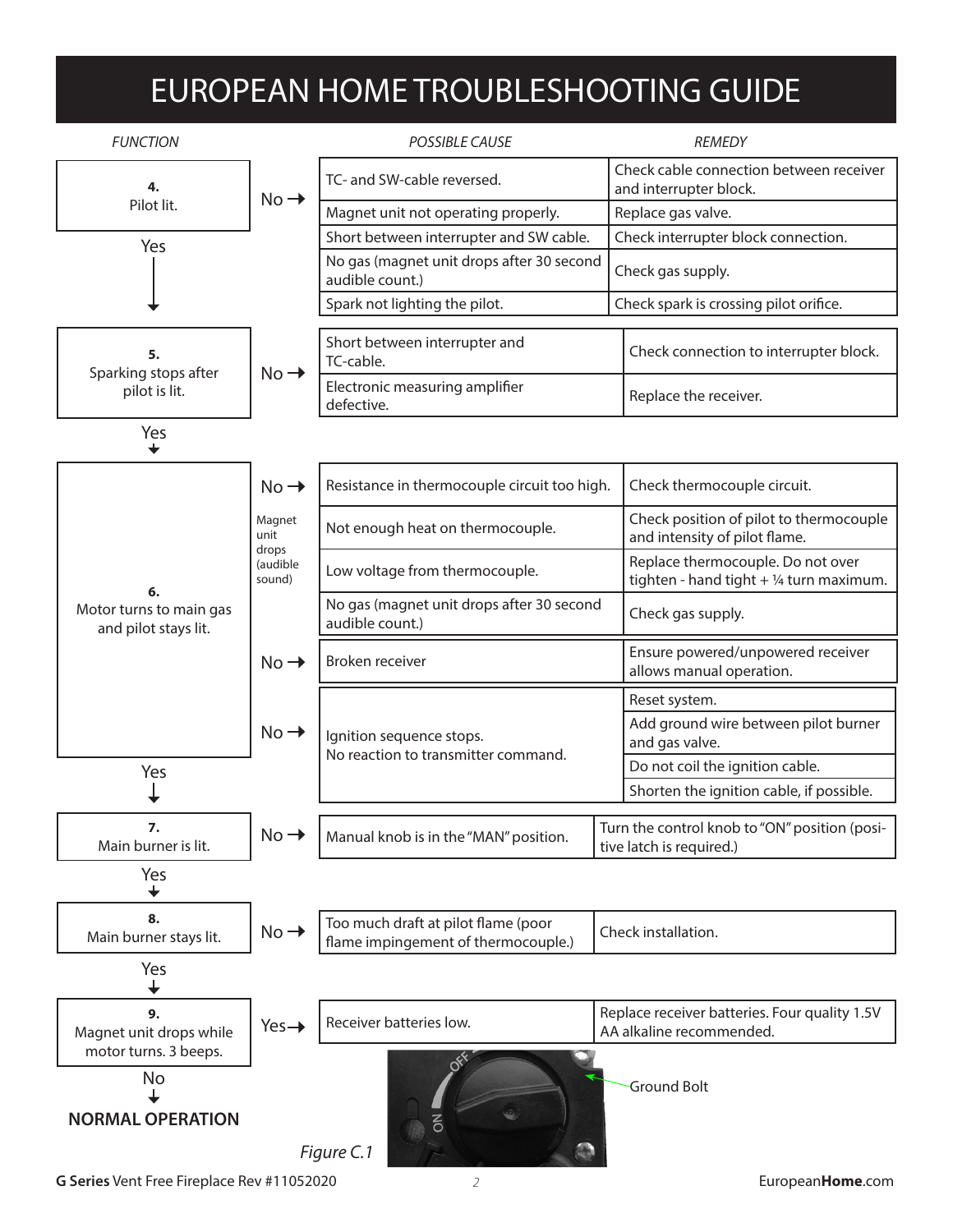# EUROPEAN HOME TROUBLESHOOTING GUIDE

| FUNCTION | | POSSIBLE CAUSE | REMEDY |
|---|---|---|---|
| **4.** Pilot lit. | No → | TC- and SW-cable reversed. | Check cable connection between receiver and interrupter block. |
| | | Magnet unit not operating properly. | Replace gas valve. |
| | | Short between interrupter and SW cable. | Check interrupter block connection. |
| | | No gas (magnet unit drops after 30 second audible count.) | Check gas supply. |
| | | Spark not lighting the pilot. | Check spark is crossing pilot orifice. |
| Yes ↓ | | | |
| **5.** Sparking stops after pilot is lit. | No → | Short between interrupter and TC-cable. | Check connection to interrupter block. |
| | | Electronic measuring amplifier defective. | Replace the receiver. |
| Yes ↓ | | | |
| **6.** Motor turns to main gas and pilot stays lit. | No → Magnet unit drops (audible sound) | Resistance in thermocouple circuit too high. | Check thermocouple circuit. |
| | | Not enough heat on thermocouple. | Check position of pilot to thermocouple and intensity of pilot flame. |
| | | Low voltage from thermocouple. | Replace thermocouple. Do not over tighten - hand tight + ¼ turn maximum. |
| | | No gas (magnet unit drops after 30 second audible count.) | Check gas supply. |
| | No → | Broken receiver | Ensure powered/unpowered receiver allows manual operation. |
| | No → | Ignition sequence stops. No reaction to transmitter command. | Reset system. |
| | | | Add ground wire between pilot burner and gas valve. |
| | | | Do not coil the ignition cable. |
| | | | Shorten the ignition cable, if possible. |
| Yes ↓ | | | |
| **7.** Main burner is lit. | No → | Manual knob is in the "MAN" position. | Turn the control knob to "ON" position (positive latch is required.) |
| Yes ↓ | | | |
| **8.** Main burner stays lit. | No → | Too much draft at pilot flame (poor flame impingement of thermocouple.) | Check installation. |
| Yes ↓ | | | |
| **9.** Magnet unit drops while motor turns. 3 beeps. | Yes → | Receiver batteries low. | Replace receiver batteries. Four quality 1.5V AA alkaline recommended. |
| No ↓ | | | |
| **NORMAL OPERATION** | | | |

OFF

ON

Ground Bolt

*Figure C.1*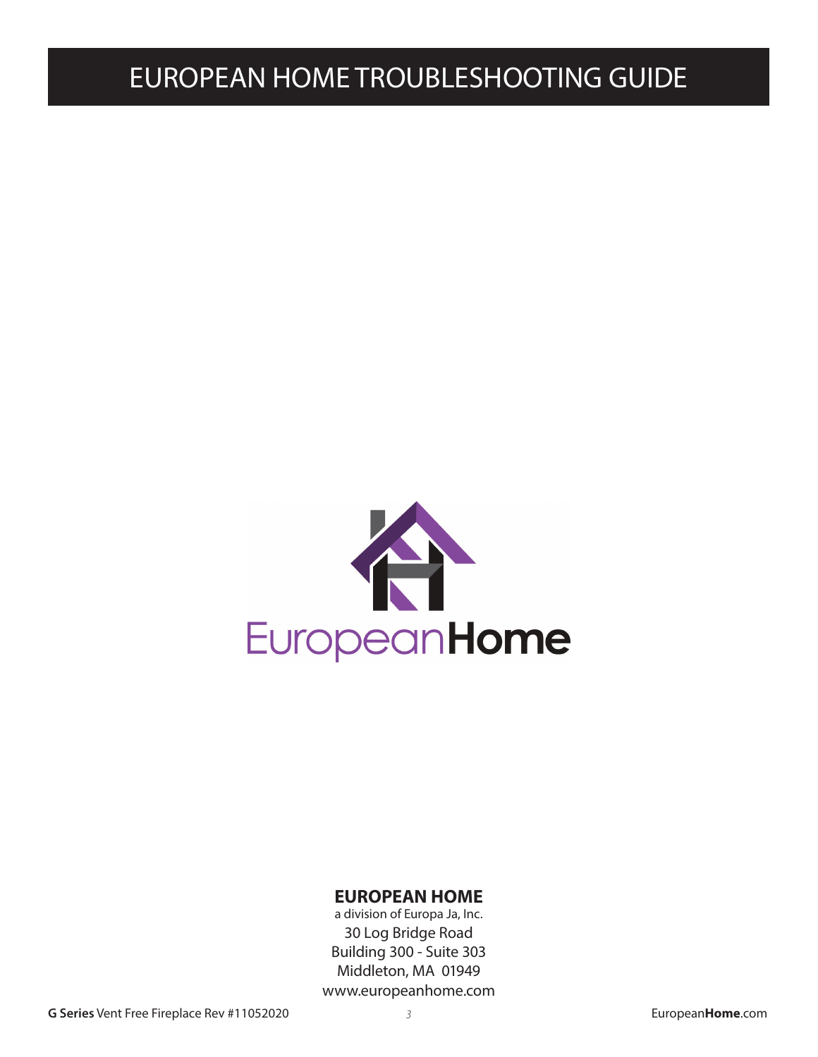# EUROPEAN HOME TROUBLESHOOTING GUIDE

EuropeanHome

**EUROPEAN HOME**

a division of Europa Ja, Inc.

30 Log Bridge Road

Building 300 - Suite 303

Middleton, MA 01949

www.europeanhome.com